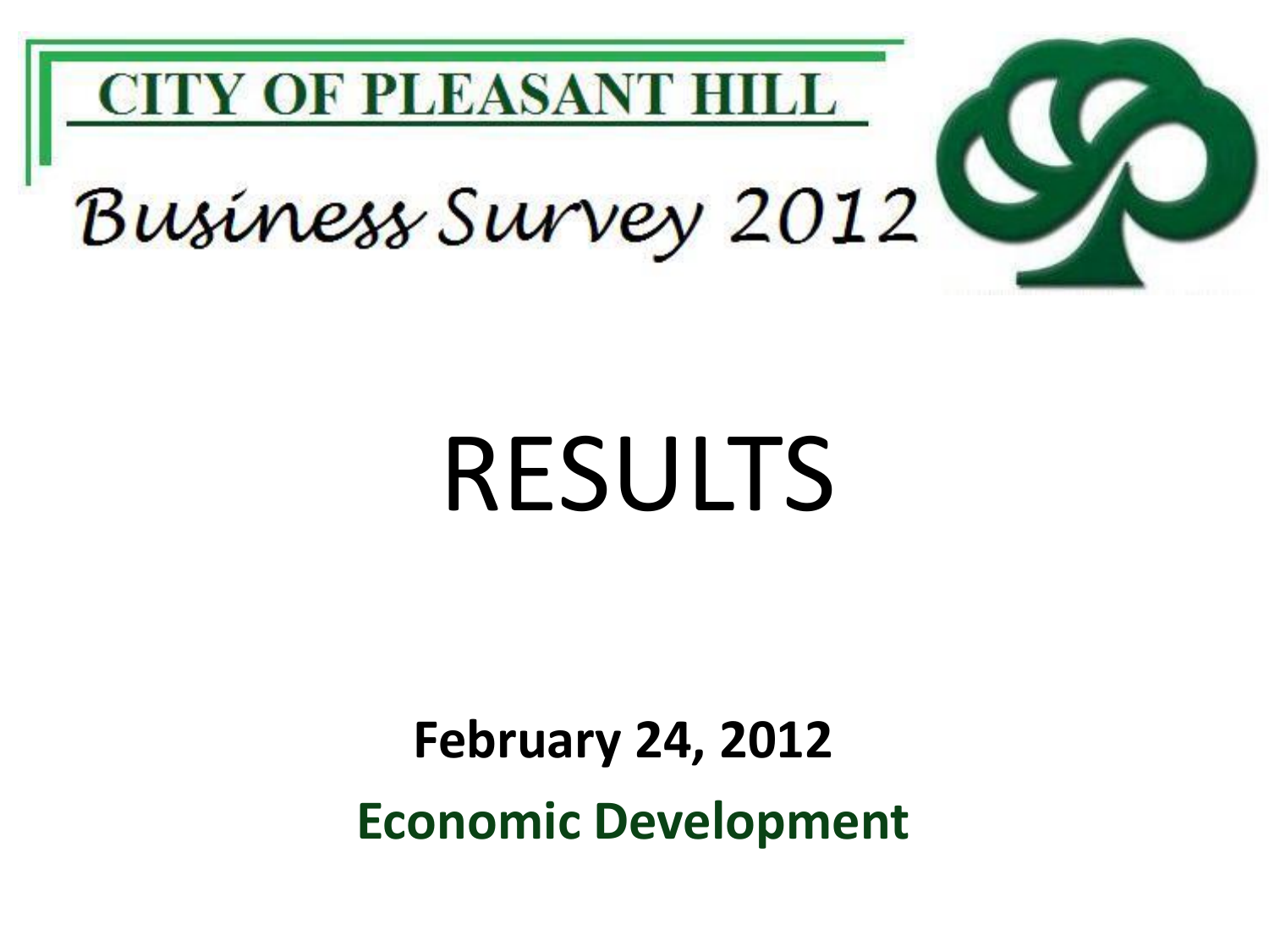# CITY OF PLEASANT HILL

## Business Survey 2012

# RESULTS

**February 24, 2012**

**Economic Development**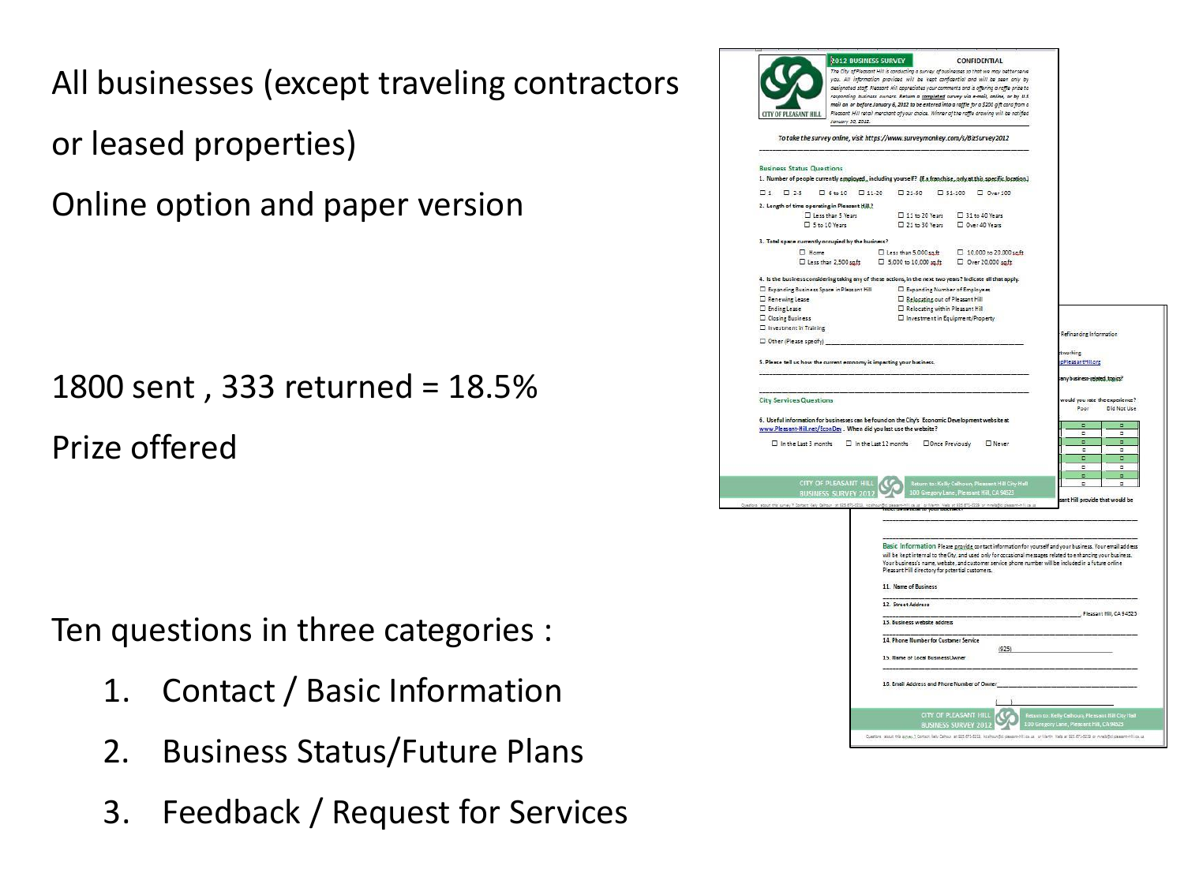All businesses (except traveling contractors or leased properties)

Online option and paper version

1800 sent , 333 returned = 18.5%

Prize offered

Ten questions in three categories :

1. Contact / Basic Information
2. Business Status/Future Plans
3. Feedback / Request for Services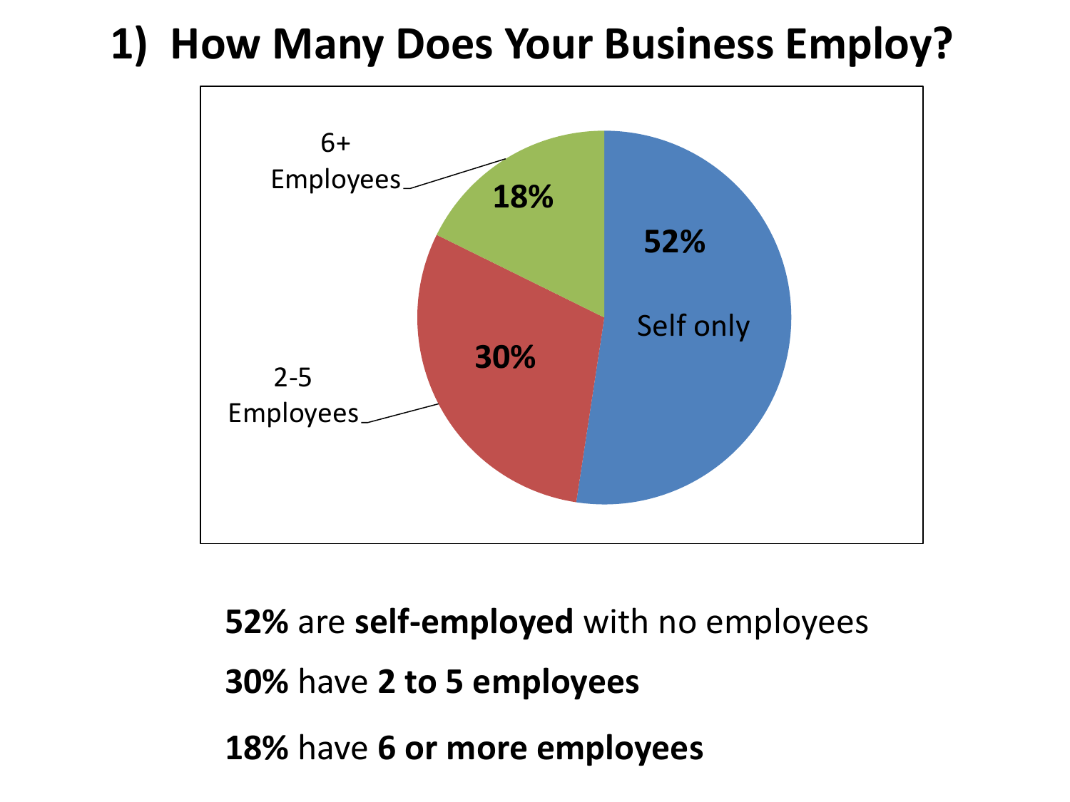# 1) How Many Does Your Business Employ?

6+ Employees 18%

52% Self only

2-5 Employees 30%

**52%** are **self-employed** with no employees

**30%** have **2 to 5 employees**

**18%** have **6 or more employees**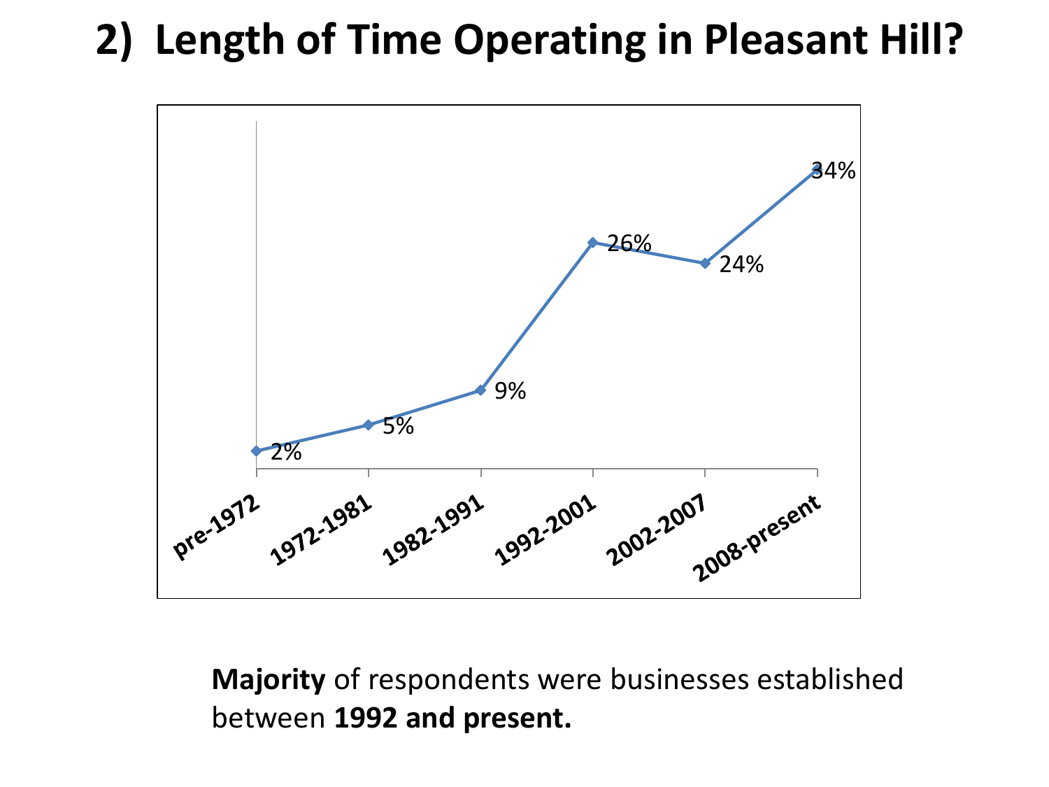## 2) Length of Time Operating in Pleasant Hill?

| Period | Percentage |
| --- | --- |
| pre-1972 | 2% |
| 1972-1981 | 5% |
| 1982-1991 | 9% |
| 1992-2001 | 26% |
| 2002-2007 | 24% |
| 2008-present | 34% |

**Majority** of respondents were businesses established between **1992 and present.**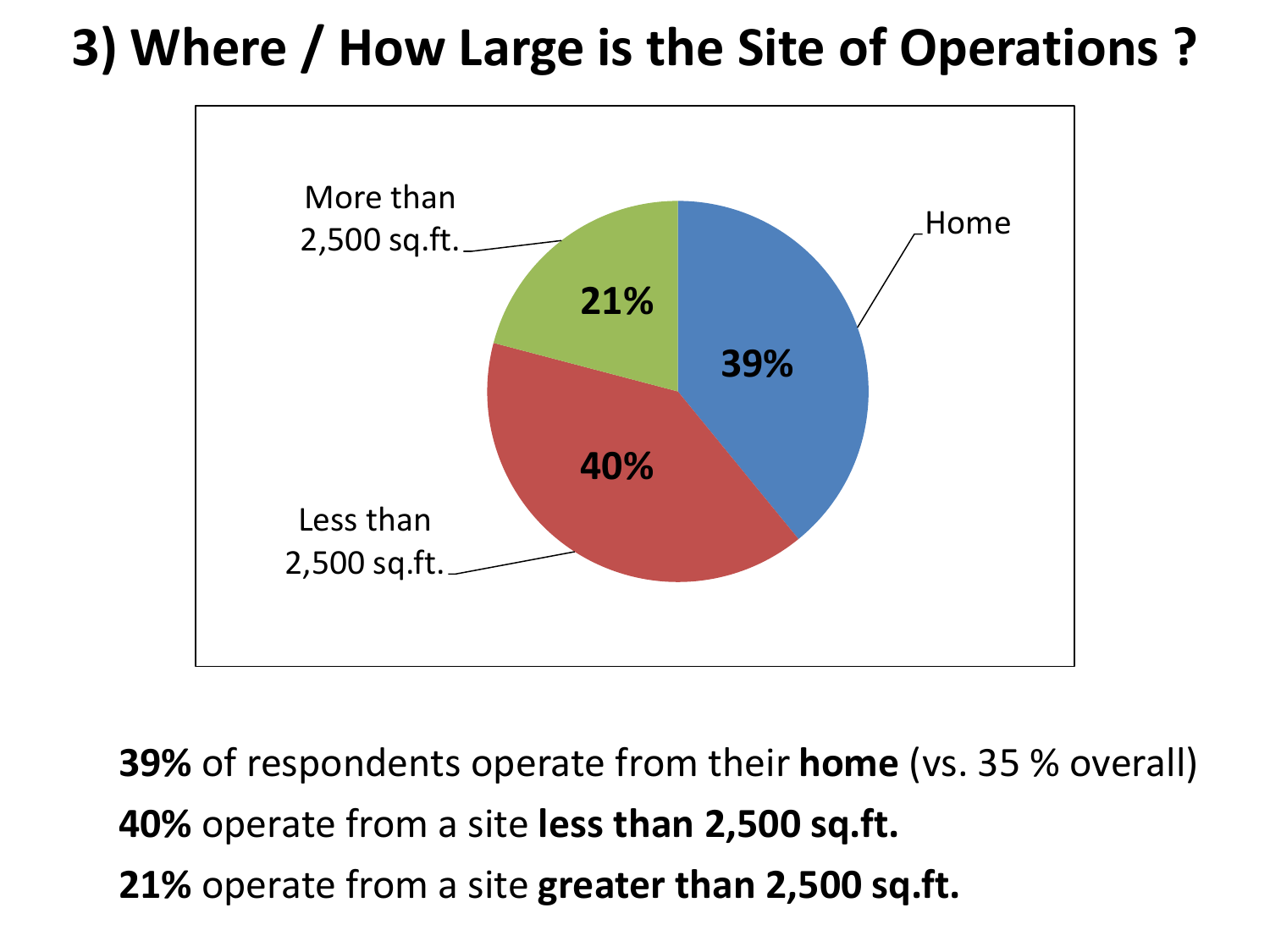# 3) Where / How Large is the Site of Operations ?

| Site of Operations | Percentage |
|---|---|
| Home | 39% |
| Less than 2,500 sq.ft. | 40% |
| More than 2,500 sq.ft. | 21% |

**39%** of respondents operate from their **home** (vs. 35 % overall)

**40%** operate from a site **less than 2,500 sq.ft.**

**21%** operate from a site **greater than 2,500 sq.ft.**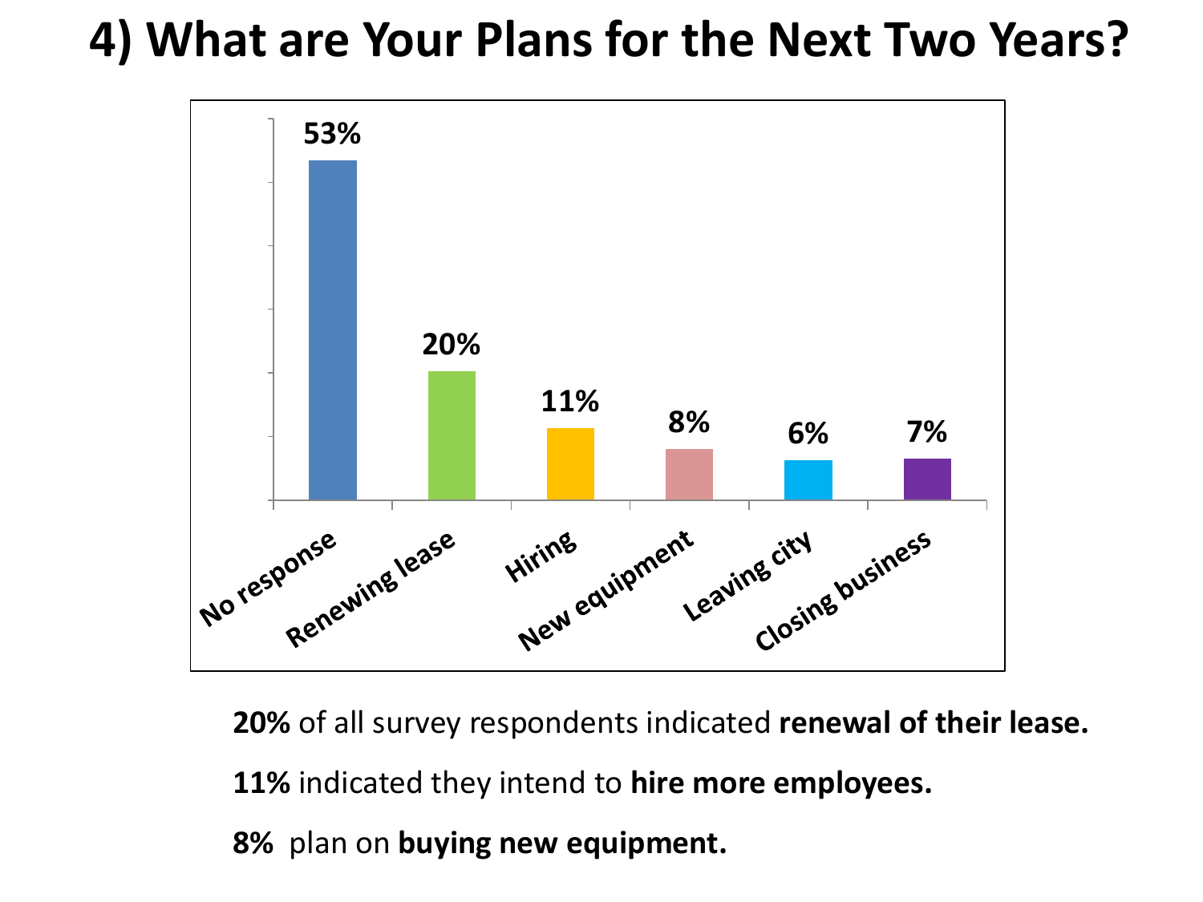# 4) What are Your Plans for the Next Two Years?

| Plan | Percentage |
|---|---|
| No response | 53% |
| Renewing lease | 20% |
| Hiring | 11% |
| New equipment | 8% |
| Leaving city | 6% |
| Closing business | 7% |

**20%** of all survey respondents indicated **renewal of their lease.**

**11%** indicated they intend to **hire more employees.**

**8%** plan on **buying new equipment.**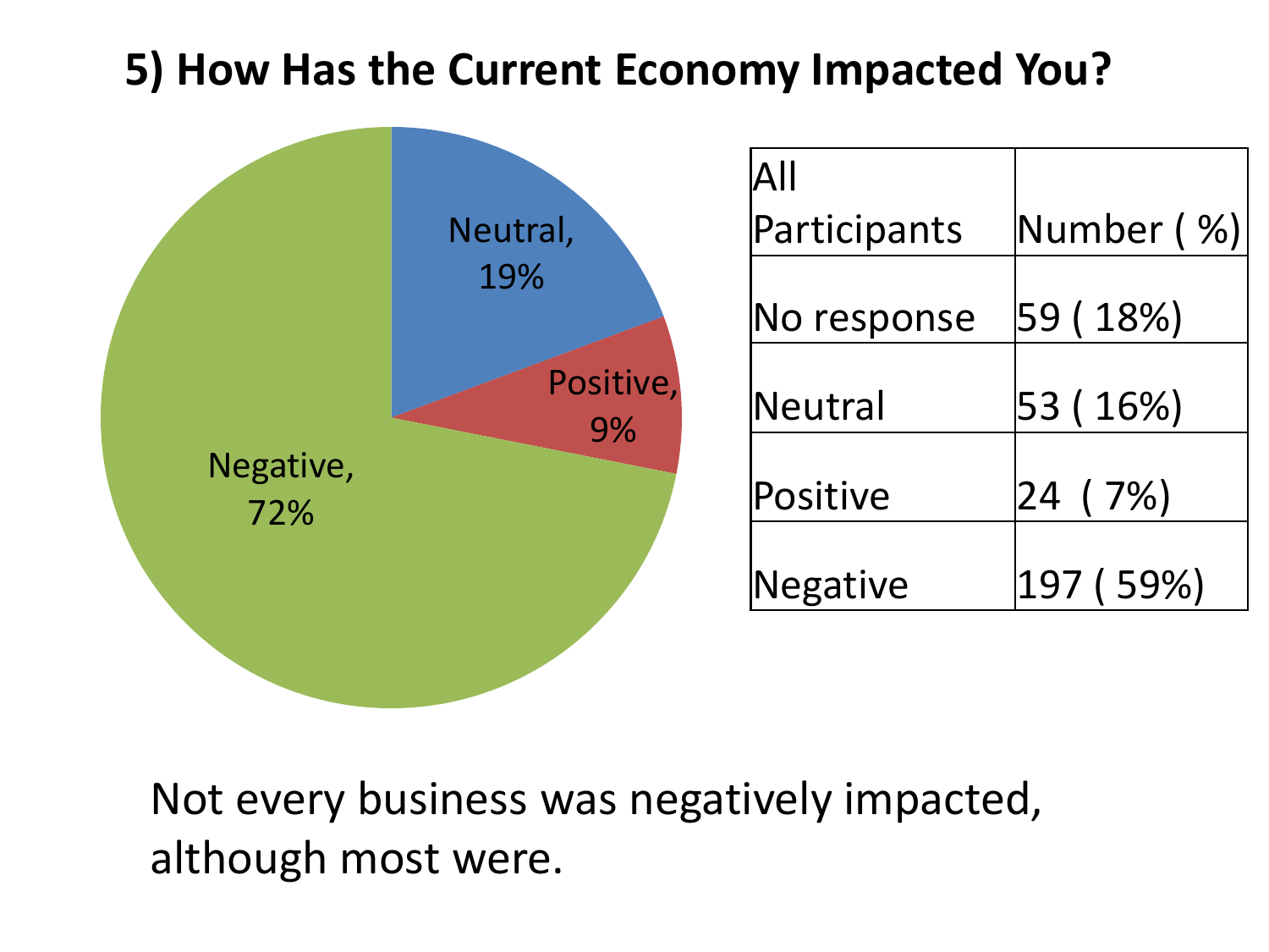## 5) How Has the Current Economy Impacted You?

Neutral, 19%

Positive, 9%

Negative, 72%

| All Participants | Number ( %) |
|---|---|
| No response | 59 ( 18%) |
| Neutral | 53 ( 16%) |
| Positive | 24 ( 7%) |
| Negative | 197 ( 59%) |

Not every business was negatively impacted, although most were.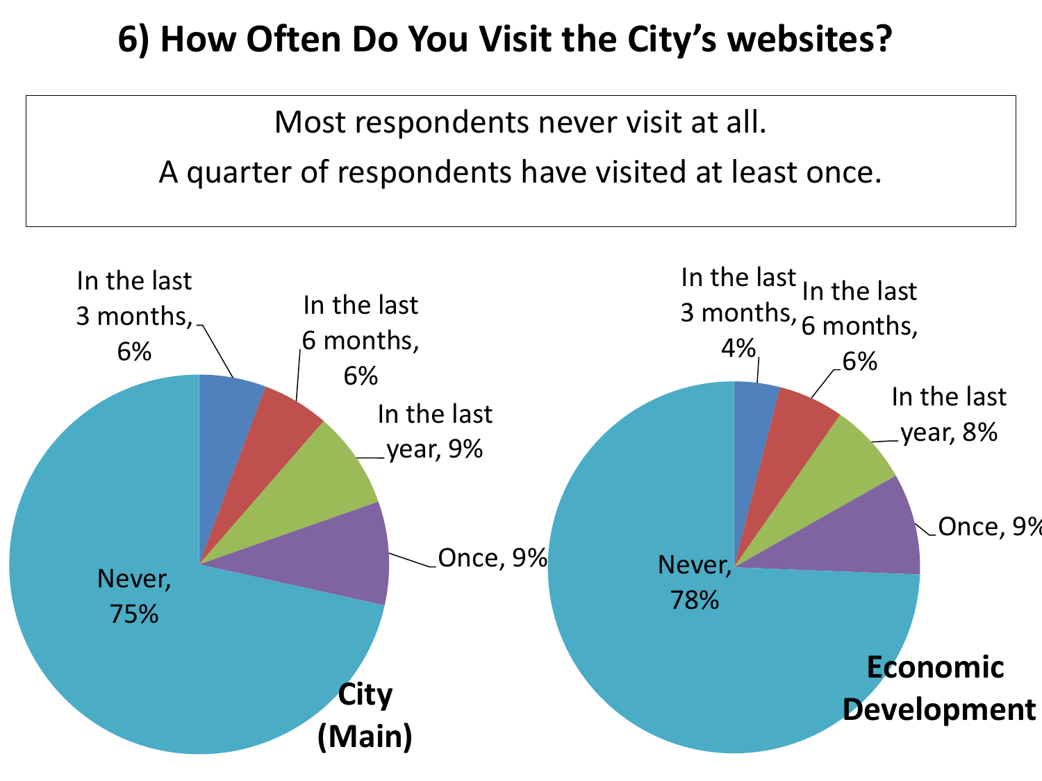# 6) How Often Do You Visit the City's websites?

Most respondents never visit at all.

A quarter of respondents have visited at least once.

**City (Main)**

- In the last 3 months, 6%
- In the last 6 months, 6%
- In the last year, 9%
- Once, 9%
- Never, 75%

**Economic Development**

- In the last 3 months, 4%
- In the last 6 months, 6%
- In the last year, 8%
- Once, 9%
- Never, 78%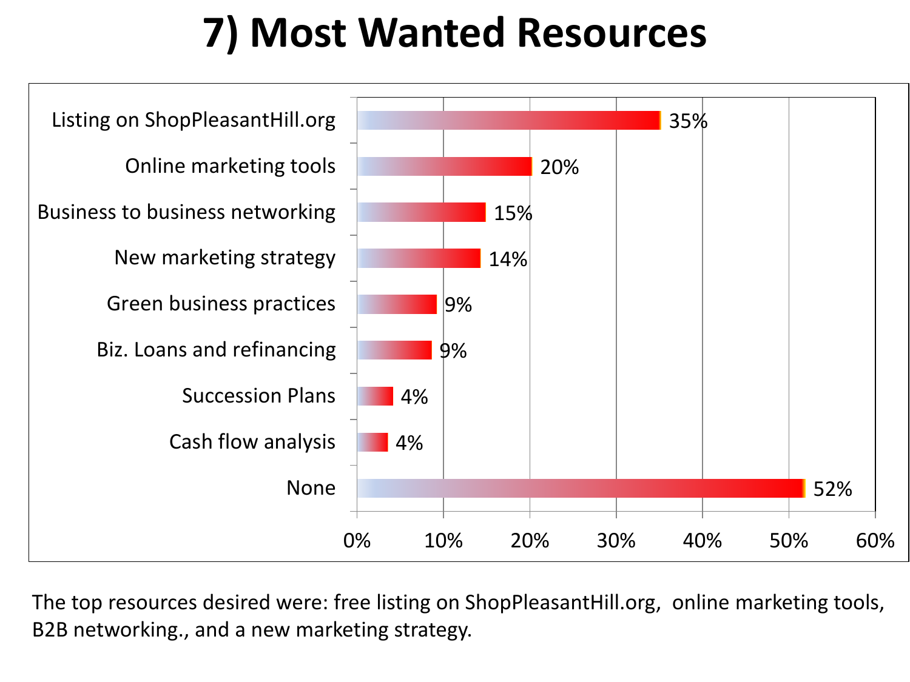# 7) Most Wanted Resources

| Resource | Percentage |
|---|---|
| Listing on ShopPleasantHill.org | 35% |
| Online marketing tools | 20% |
| Business to business networking | 15% |
| New marketing strategy | 14% |
| Green business practices | 9% |
| Biz. Loans and refinancing | 9% |
| Succession Plans | 4% |
| Cash flow analysis | 4% |
| None | 52% |

The top resources desired were: free listing on ShopPleasantHill.org, online marketing tools, B2B networking., and a new marketing strategy.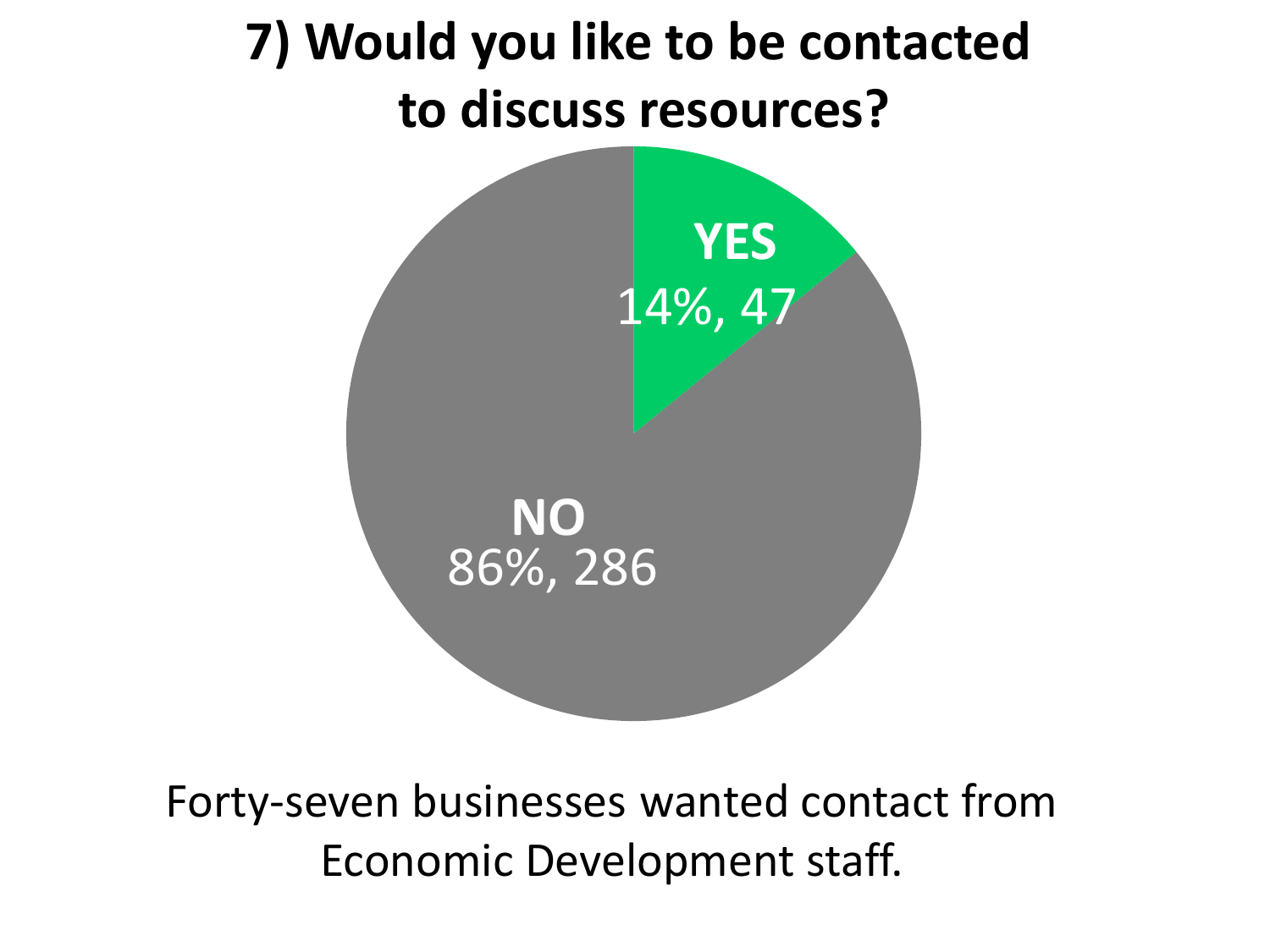# 7) Would you like to be contacted to discuss resources?

YES
14%, 47

NO
86%, 286

Forty-seven businesses wanted contact from Economic Development staff.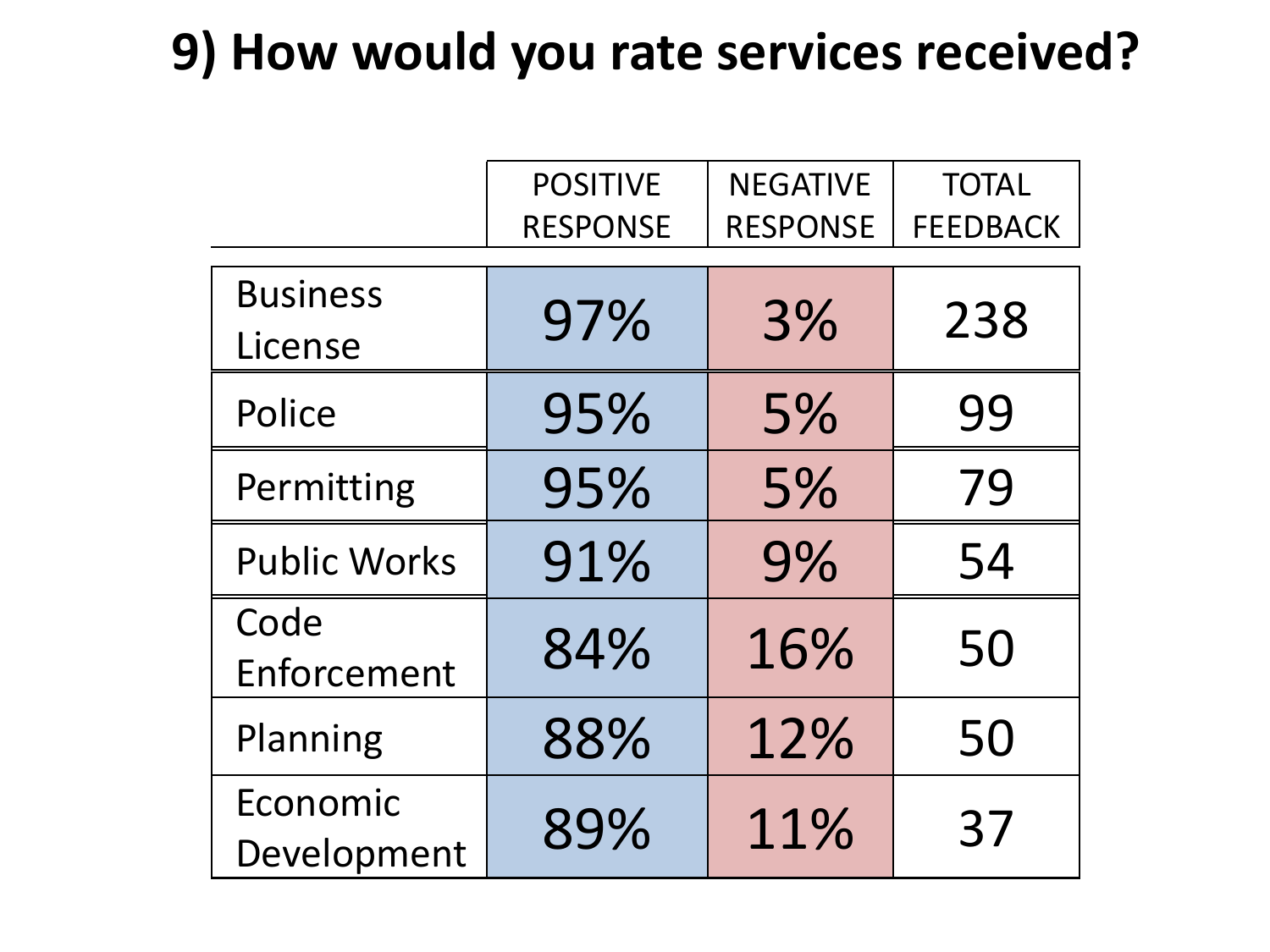# 9) How would you rate services received?

| | POSITIVE RESPONSE | NEGATIVE RESPONSE | TOTAL FEEDBACK |
|---|---|---|---|
| Business License | 97% | 3% | 238 |
| Police | 95% | 5% | 99 |
| Permitting | 95% | 5% | 79 |
| Public Works | 91% | 9% | 54 |
| Code Enforcement | 84% | 16% | 50 |
| Planning | 88% | 12% | 50 |
| Economic Development | 89% | 11% | 37 |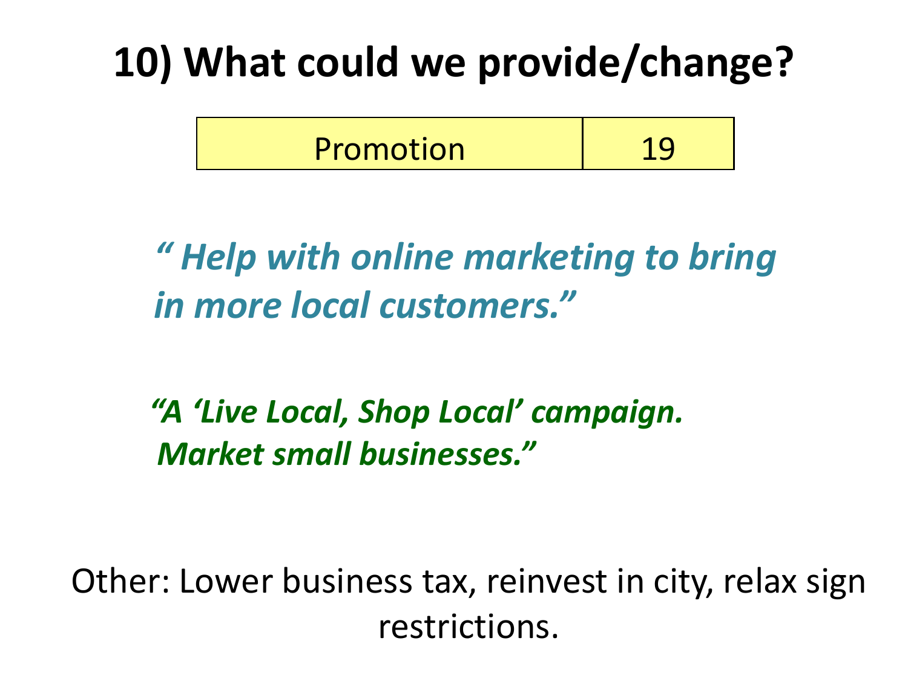# 10) What could we provide/change?

| Promotion | 19 |
|---|---|

***" Help with online marketing to bring in more local customers."***

***"A 'Live Local, Shop Local' campaign. Market small businesses."***

Other: Lower business tax, reinvest in city, relax sign restrictions.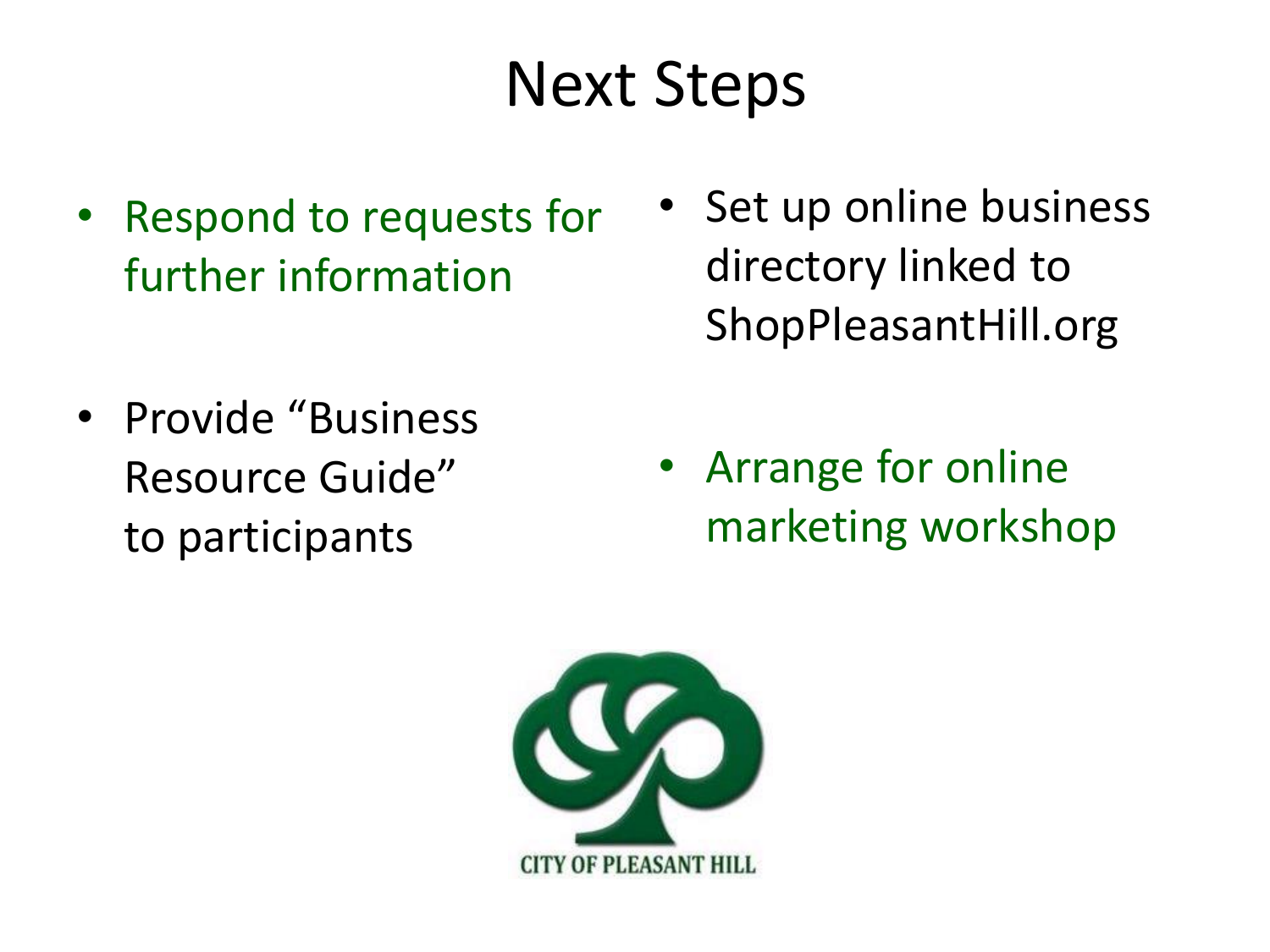# Next Steps

- Respond to requests for further information
- Set up online business directory linked to ShopPleasantHill.org
- Provide "Business Resource Guide" to participants
- Arrange for online marketing workshop

CITY OF PLEASANT HILL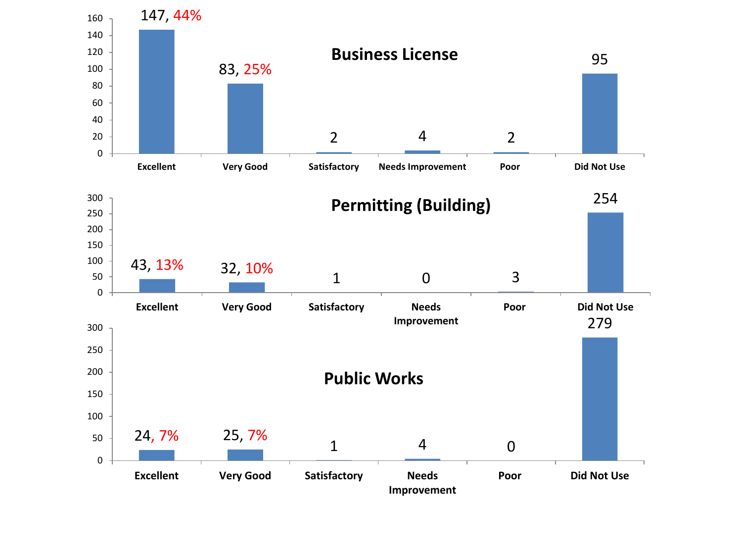## Business License

| Rating | Count | Percent |
|---|---|---|
| Excellent | 147 | 44% |
| Very Good | 83 | 25% |
| Satisfactory | 2 | |
| Needs Improvement | 4 | |
| Poor | 2 | |
| Did Not Use | 95 | |

## Permitting (Building)

| Rating | Count | Percent |
|---|---|---|
| Excellent | 43 | 13% |
| Very Good | 32 | 10% |
| Satisfactory | 1 | |
| Needs Improvement | 0 | |
| Poor | 3 | |
| Did Not Use | 254 | |

## Public Works

| Rating | Count | Percent |
|---|---|---|
| Excellent | 24 | 7% |
| Very Good | 25 | 7% |
| Satisfactory | 1 | |
| Needs Improvement | 4 | |
| Poor | 0 | |
| Did Not Use | 279 | |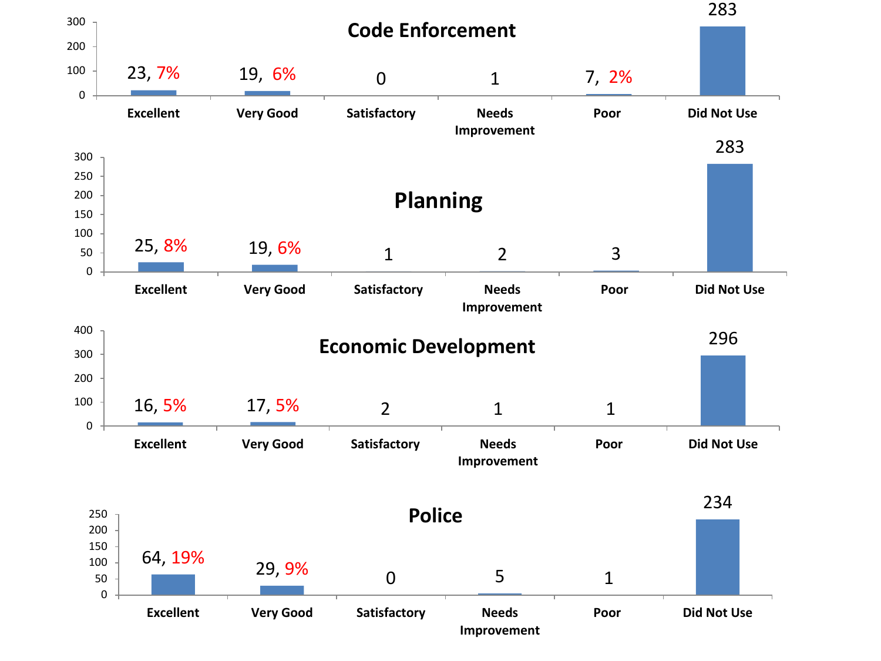Code Enforcement

300
200
100
0

23, 7%
19, 6%
0
1
7, 2%
283

Excellent
Very Good
Satisfactory
Needs Improvement
Poor
Did Not Use

Planning

300
250
200
150
100
50
0

25, 8%
19, 6%
1
2
3
283

Excellent
Very Good
Satisfactory
Needs Improvement
Poor
Did Not Use

Economic Development

400
300
200
100
0

16, 5%
17, 5%
2
1
1
296

Excellent
Very Good
Satisfactory
Needs Improvement
Poor
Did Not Use

Police

250
200
150
100
50
0

64, 19%
29, 9%
0
5
1
234

Excellent
Very Good
Satisfactory
Needs Improvement
Poor
Did Not Use